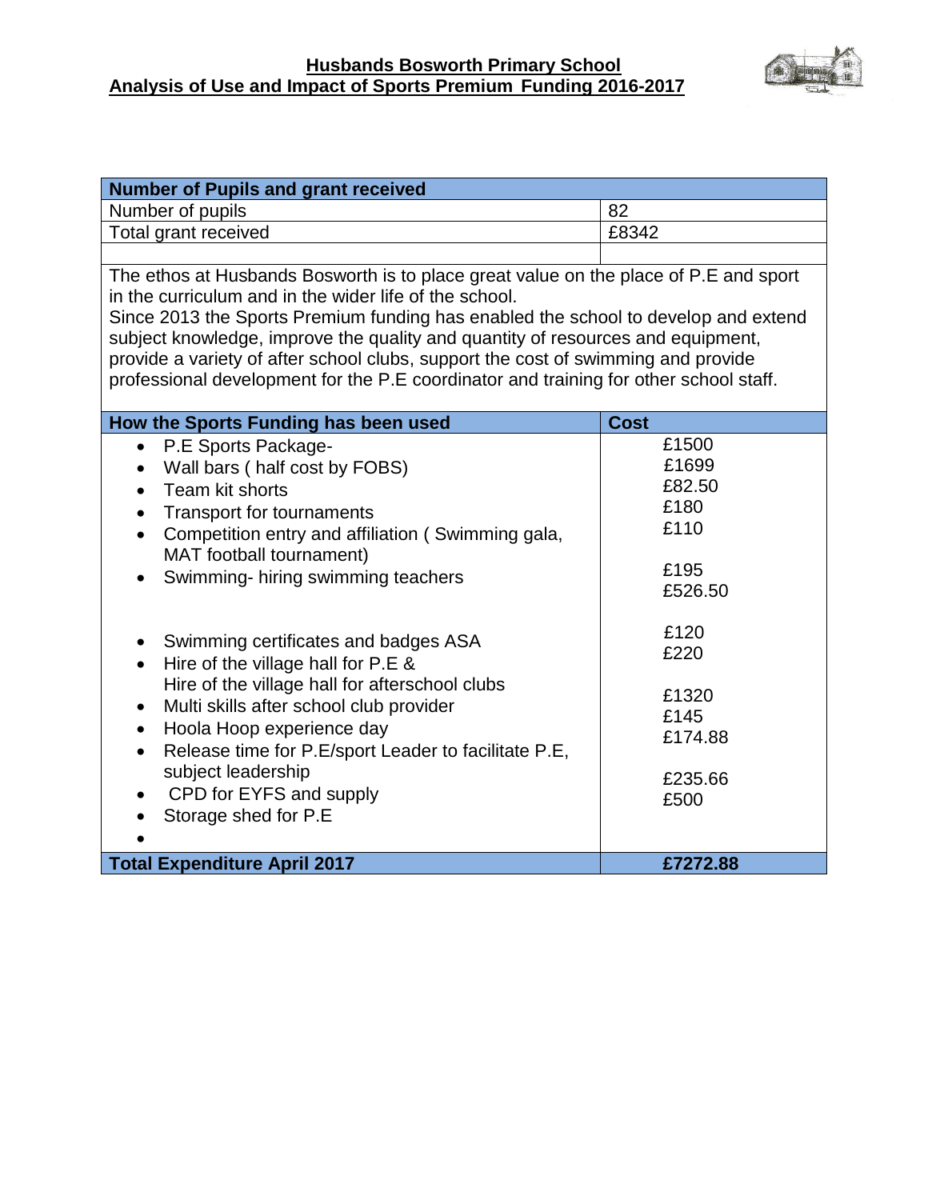# Husbands Bosworth Primary School

## Analysis of Use and Impact of Sports Premium Funding 2016-2017

| Number of Pupils and grant received | |
|---|---|
| Number of pupils | 82 |
| Total grant received | £8342 |
| | |

The ethos at Husbands Bosworth is to place great value on the place of P.E and sport in the curriculum and in the wider life of the school.
Since 2013 the Sports Premium funding has enabled the school to develop and extend subject knowledge, improve the quality and quantity of resources and equipment, provide a variety of after school clubs, support the cost of swimming and provide professional development for the P.E coordinator and training for other school staff.

| How the Sports Funding has been used | Cost |
|---|---|
| • P.E Sports Package-<br>• Wall bars ( half cost by FOBS)<br>• Team kit shorts<br>• Transport for tournaments<br>• Competition entry and affiliation ( Swimming gala, MAT football tournament)<br>• Swimming- hiring swimming teachers<br><br>• Swimming certificates and badges ASA<br>• Hire of the village hall for P.E &<br>Hire of the village hall for afterschool clubs<br>• Multi skills after school club provider<br>• Hoola Hoop experience day<br>• Release time for P.E/sport Leader to facilitate P.E, subject leadership<br>• CPD for EYFS and supply<br>• Storage shed for P.E<br>• | £1500<br>£1699<br>£82.50<br>£180<br>£110<br><br>£195<br>£526.50<br><br>£120<br>£220<br><br>£1320<br>£145<br>£174.88<br><br>£235.66<br>£500 |
| **Total Expenditure April 2017** | **£7272.88** |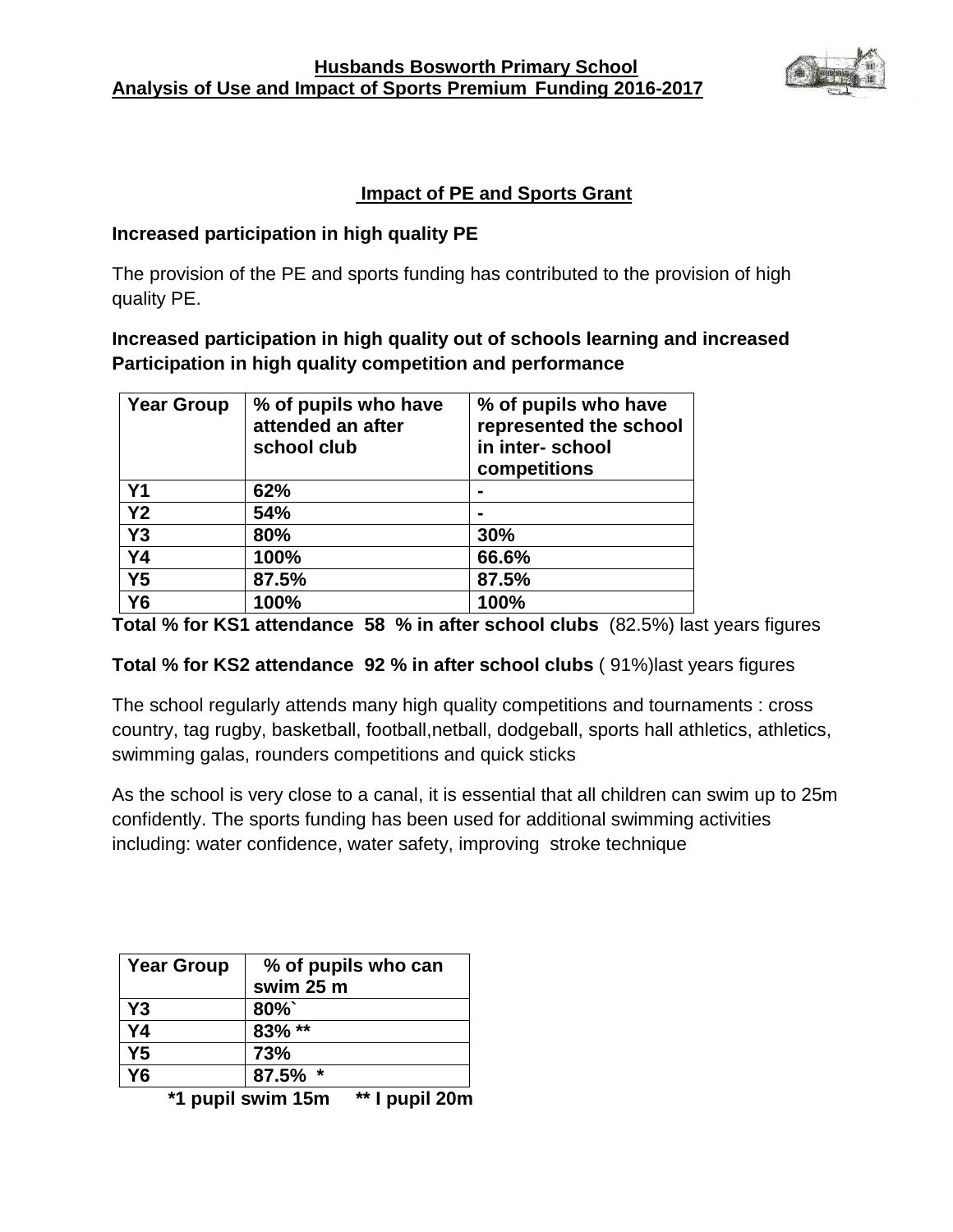**Husbands Bosworth Primary School**
**Analysis of Use and Impact of Sports Premium Funding 2016-2017**

## Impact of PE and Sports Grant

### Increased participation in high quality PE

The provision of the PE and sports funding has contributed to the provision of high quality PE.

### Increased participation in high quality out of schools learning and increased Participation in high quality competition and performance

| Year Group | % of pupils who have attended an after school club | % of pupils who have represented the school in inter- school competitions |
|---|---|---|
| Y1 | 62% | - |
| Y2 | 54% | - |
| Y3 | 80% | 30% |
| Y4 | 100% | 66.6% |
| Y5 | 87.5% | 87.5% |
| Y6 | 100% | 100% |

**Total % for KS1 attendance 58 % in after school clubs** (82.5%) last years figures

**Total % for KS2 attendance 92 % in after school clubs** ( 91%)last years figures

The school regularly attends many high quality competitions and tournaments : cross country, tag rugby, basketball, football,netball, dodgeball, sports hall athletics, athletics, swimming galas, rounders competitions and quick sticks

As the school is very close to a canal, it is essential that all children can swim up to 25m confidently. The sports funding has been used for additional swimming activities including: water confidence, water safety, improving stroke technique

| Year Group | % of pupils who can swim 25 m |
|---|---|
| Y3 | 80%` |
| Y4 | 83% ** |
| Y5 | 73% |
| Y6 | 87.5% * |

**\*1 pupil swim 15m  ** I pupil 20m**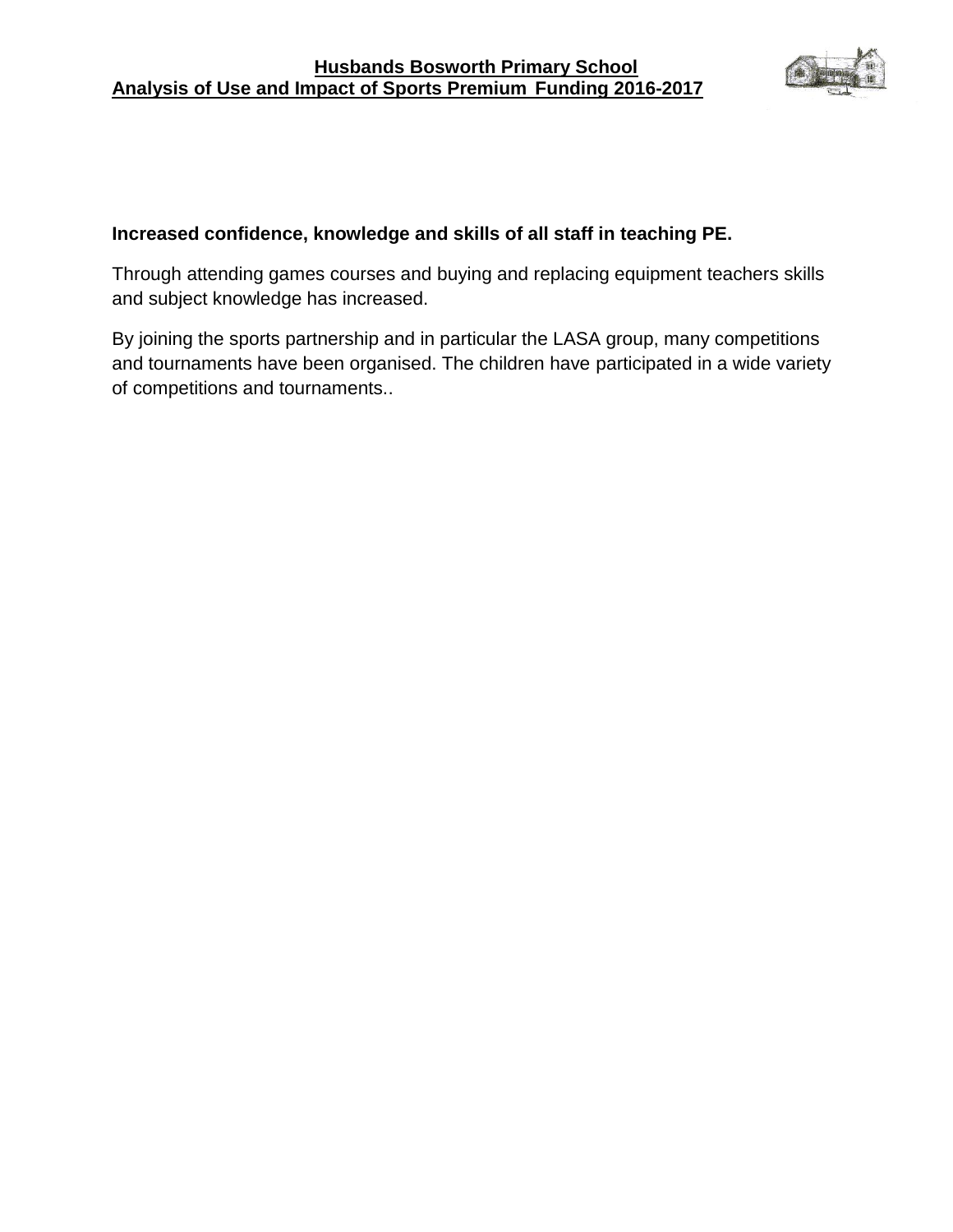**Increased confidence, knowledge and skills of all staff in teaching PE.**

Through attending games courses and buying and replacing equipment teachers skills and subject knowledge has increased.

By joining the sports partnership and in particular the LASA group, many competitions and tournaments have been organised. The children have participated in a wide variety of competitions and tournaments..